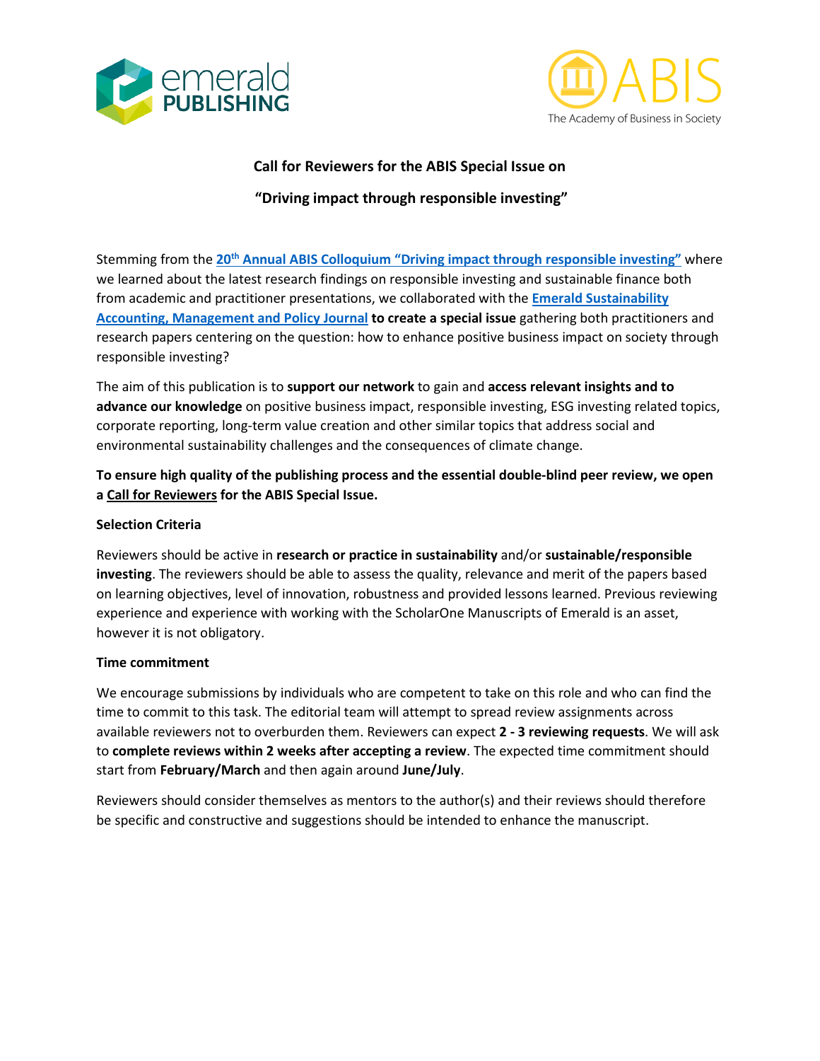## Call for Reviewers for the ABIS Special Issue on

## "Driving impact through responsible investing"

Stemming from the **20th Annual ABIS Colloquium "Driving impact through responsible investing"** where we learned about the latest research findings on responsible investing and sustainable finance both from academic and practitioner presentations, we collaborated with the **Emerald Sustainability Accounting, Management and Policy Journal** **to create a special issue** gathering both practitioners and research papers centering on the question: how to enhance positive business impact on society through responsible investing?

The aim of this publication is to **support our network** to gain and **access relevant insights and to advance our knowledge** on positive business impact, responsible investing, ESG investing related topics, corporate reporting, long-term value creation and other similar topics that address social and environmental sustainability challenges and the consequences of climate change.

**To ensure high quality of the publishing process and the essential double-blind peer review, we open a Call for Reviewers for the ABIS Special Issue.**

**Selection Criteria**

Reviewers should be active in **research or practice in sustainability** and/or **sustainable/responsible investing**. The reviewers should be able to assess the quality, relevance and merit of the papers based on learning objectives, level of innovation, robustness and provided lessons learned. Previous reviewing experience and experience with working with the ScholarOne Manuscripts of Emerald is an asset, however it is not obligatory.

**Time commitment**

We encourage submissions by individuals who are competent to take on this role and who can find the time to commit to this task. The editorial team will attempt to spread review assignments across available reviewers not to overburden them. Reviewers can expect **2 - 3 reviewing requests**. We will ask to **complete reviews within 2 weeks after accepting a review**. The expected time commitment should start from **February/March** and then again around **June/July**.

Reviewers should consider themselves as mentors to the author(s) and their reviews should therefore be specific and constructive and suggestions should be intended to enhance the manuscript.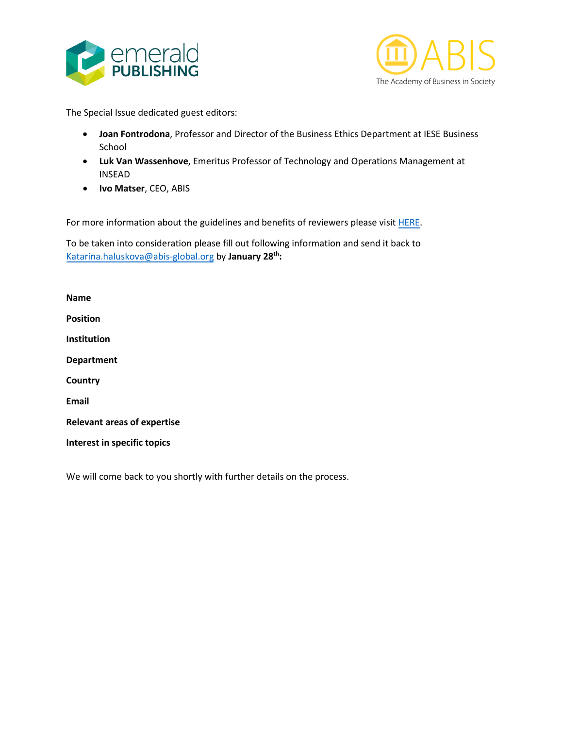The Special Issue dedicated guest editors:

- **Joan Fontrodona**, Professor and Director of the Business Ethics Department at IESE Business School
- **Luk Van Wassenhove**, Emeritus Professor of Technology and Operations Management at INSEAD
- **Ivo Matser**, CEO, ABIS

For more information about the guidelines and benefits of reviewers please visit HERE.

To be taken into consideration please fill out following information and send it back to Katarina.haluskova@abis-global.org by **January 28th:**

**Name**

**Position**

**Institution**

**Department**

**Country**

**Email**

**Relevant areas of expertise**

**Interest in specific topics**

We will come back to you shortly with further details on the process.